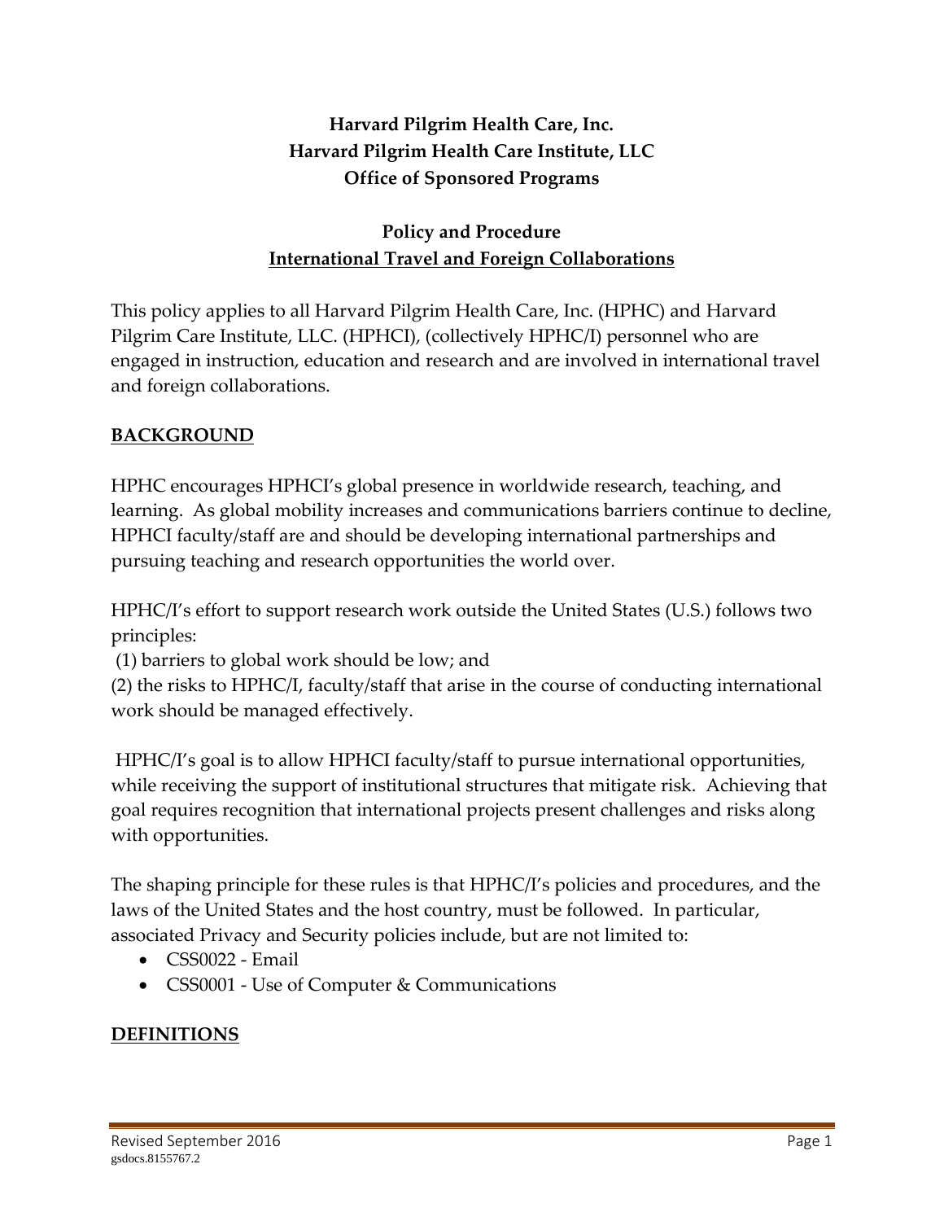**Harvard Pilgrim Health Care, Inc.**
**Harvard Pilgrim Health Care Institute, LLC**
**Office of Sponsored Programs**

# Policy and Procedure
## International Travel and Foreign Collaborations

This policy applies to all Harvard Pilgrim Health Care, Inc. (HPHC) and Harvard Pilgrim Care Institute, LLC. (HPHCI), (collectively HPHC/I) personnel who are engaged in instruction, education and research and are involved in international travel and foreign collaborations.

## BACKGROUND

HPHC encourages HPHCI's global presence in worldwide research, teaching, and learning. As global mobility increases and communications barriers continue to decline, HPHCI faculty/staff are and should be developing international partnerships and pursuing teaching and research opportunities the world over.

HPHC/I's effort to support research work outside the United States (U.S.) follows two principles:
(1) barriers to global work should be low; and
(2) the risks to HPHC/I, faculty/staff that arise in the course of conducting international work should be managed effectively.

HPHC/I's goal is to allow HPHCI faculty/staff to pursue international opportunities, while receiving the support of institutional structures that mitigate risk. Achieving that goal requires recognition that international projects present challenges and risks along with opportunities.

The shaping principle for these rules is that HPHC/I's policies and procedures, and the laws of the United States and the host country, must be followed. In particular, associated Privacy and Security policies include, but are not limited to:

- CSS0022 - Email
- CSS0001 - Use of Computer & Communications

## DEFINITIONS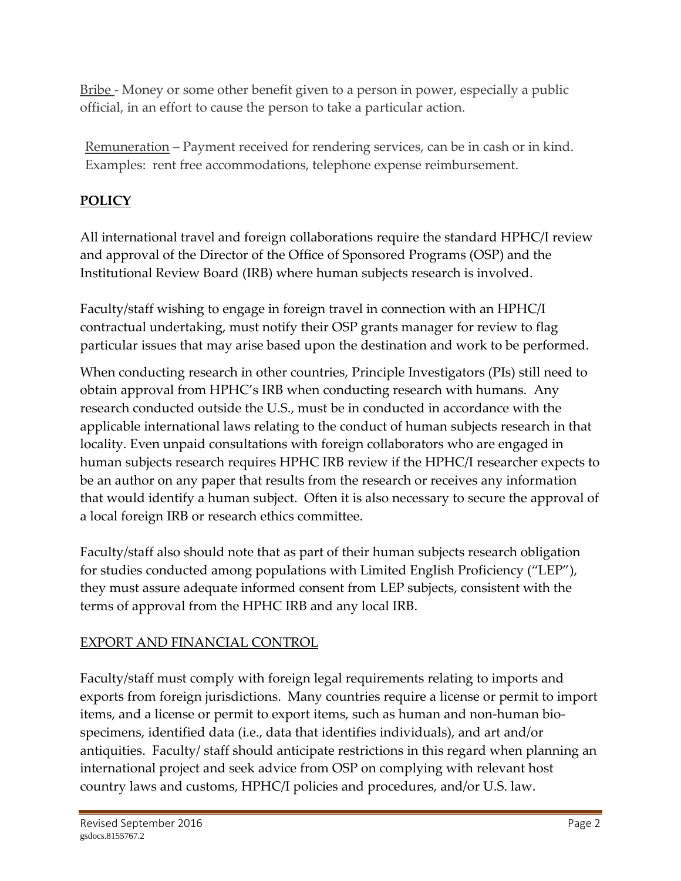Bribe - Money or some other benefit given to a person in power, especially a public official, in an effort to cause the person to take a particular action.

Remuneration – Payment received for rendering services, can be in cash or in kind. Examples: rent free accommodations, telephone expense reimbursement.

## POLICY

All international travel and foreign collaborations require the standard HPHC/I review and approval of the Director of the Office of Sponsored Programs (OSP) and the Institutional Review Board (IRB) where human subjects research is involved.

Faculty/staff wishing to engage in foreign travel in connection with an HPHC/I contractual undertaking, must notify their OSP grants manager for review to flag particular issues that may arise based upon the destination and work to be performed.

When conducting research in other countries, Principle Investigators (PIs) still need to obtain approval from HPHC's IRB when conducting research with humans. Any research conducted outside the U.S., must be in conducted in accordance with the applicable international laws relating to the conduct of human subjects research in that locality. Even unpaid consultations with foreign collaborators who are engaged in human subjects research requires HPHC IRB review if the HPHC/I researcher expects to be an author on any paper that results from the research or receives any information that would identify a human subject. Often it is also necessary to secure the approval of a local foreign IRB or research ethics committee.

Faculty/staff also should note that as part of their human subjects research obligation for studies conducted among populations with Limited English Proficiency ("LEP"), they must assure adequate informed consent from LEP subjects, consistent with the terms of approval from the HPHC IRB and any local IRB.

### EXPORT AND FINANCIAL CONTROL

Faculty/staff must comply with foreign legal requirements relating to imports and exports from foreign jurisdictions. Many countries require a license or permit to import items, and a license or permit to export items, such as human and non-human bio-specimens, identified data (i.e., data that identifies individuals), and art and/or antiquities. Faculty/ staff should anticipate restrictions in this regard when planning an international project and seek advice from OSP on complying with relevant host country laws and customs, HPHC/I policies and procedures, and/or U.S. law.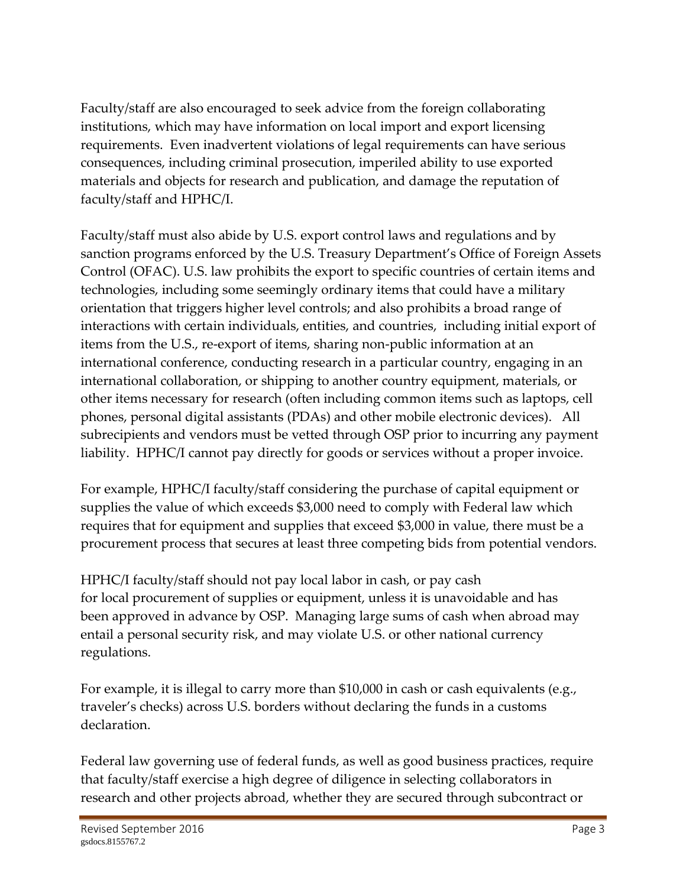Faculty/staff are also encouraged to seek advice from the foreign collaborating institutions, which may have information on local import and export licensing requirements. Even inadvertent violations of legal requirements can have serious consequences, including criminal prosecution, imperiled ability to use exported materials and objects for research and publication, and damage the reputation of faculty/staff and HPHC/I.

Faculty/staff must also abide by U.S. export control laws and regulations and by sanction programs enforced by the U.S. Treasury Department's Office of Foreign Assets Control (OFAC). U.S. law prohibits the export to specific countries of certain items and technologies, including some seemingly ordinary items that could have a military orientation that triggers higher level controls; and also prohibits a broad range of interactions with certain individuals, entities, and countries, including initial export of items from the U.S., re-export of items, sharing non-public information at an international conference, conducting research in a particular country, engaging in an international collaboration, or shipping to another country equipment, materials, or other items necessary for research (often including common items such as laptops, cell phones, personal digital assistants (PDAs) and other mobile electronic devices). All subrecipients and vendors must be vetted through OSP prior to incurring any payment liability. HPHC/I cannot pay directly for goods or services without a proper invoice.

For example, HPHC/I faculty/staff considering the purchase of capital equipment or supplies the value of which exceeds $3,000 need to comply with Federal law which requires that for equipment and supplies that exceed $3,000 in value, there must be a procurement process that secures at least three competing bids from potential vendors.

HPHC/I faculty/staff should not pay local labor in cash, or pay cash for local procurement of supplies or equipment, unless it is unavoidable and has been approved in advance by OSP. Managing large sums of cash when abroad may entail a personal security risk, and may violate U.S. or other national currency regulations.

For example, it is illegal to carry more than $10,000 in cash or cash equivalents (e.g., traveler's checks) across U.S. borders without declaring the funds in a customs declaration.

Federal law governing use of federal funds, as well as good business practices, require that faculty/staff exercise a high degree of diligence in selecting collaborators in research and other projects abroad, whether they are secured through subcontract or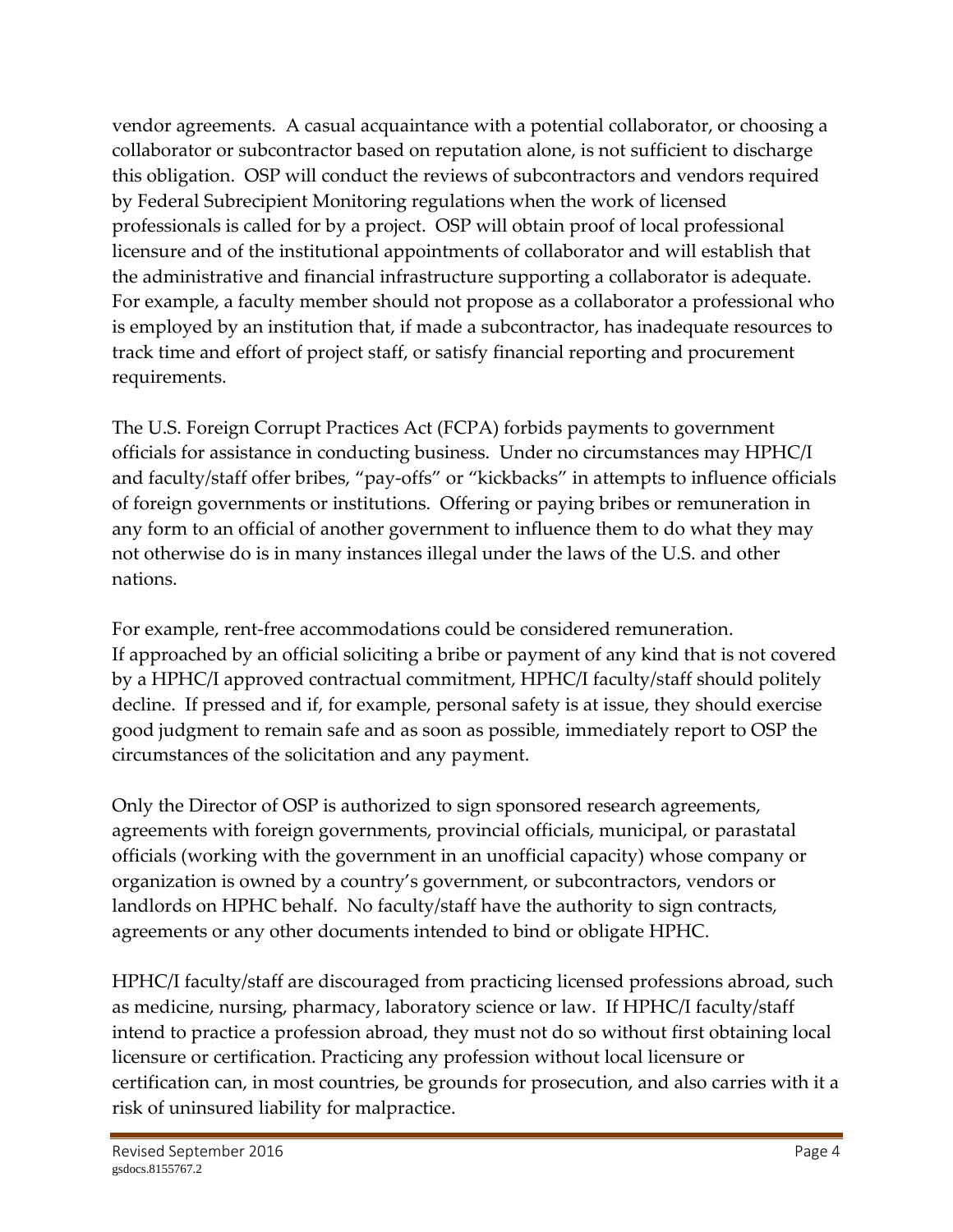vendor agreements. A casual acquaintance with a potential collaborator, or choosing a collaborator or subcontractor based on reputation alone, is not sufficient to discharge this obligation. OSP will conduct the reviews of subcontractors and vendors required by Federal Subrecipient Monitoring regulations when the work of licensed professionals is called for by a project. OSP will obtain proof of local professional licensure and of the institutional appointments of collaborator and will establish that the administrative and financial infrastructure supporting a collaborator is adequate. For example, a faculty member should not propose as a collaborator a professional who is employed by an institution that, if made a subcontractor, has inadequate resources to track time and effort of project staff, or satisfy financial reporting and procurement requirements.

The U.S. Foreign Corrupt Practices Act (FCPA) forbids payments to government officials for assistance in conducting business. Under no circumstances may HPHC/I and faculty/staff offer bribes, "pay-offs" or "kickbacks" in attempts to influence officials of foreign governments or institutions. Offering or paying bribes or remuneration in any form to an official of another government to influence them to do what they may not otherwise do is in many instances illegal under the laws of the U.S. and other nations.

For example, rent-free accommodations could be considered remuneration. If approached by an official soliciting a bribe or payment of any kind that is not covered by a HPHC/I approved contractual commitment, HPHC/I faculty/staff should politely decline. If pressed and if, for example, personal safety is at issue, they should exercise good judgment to remain safe and as soon as possible, immediately report to OSP the circumstances of the solicitation and any payment.

Only the Director of OSP is authorized to sign sponsored research agreements, agreements with foreign governments, provincial officials, municipal, or parastatal officials (working with the government in an unofficial capacity) whose company or organization is owned by a country's government, or subcontractors, vendors or landlords on HPHC behalf. No faculty/staff have the authority to sign contracts, agreements or any other documents intended to bind or obligate HPHC.

HPHC/I faculty/staff are discouraged from practicing licensed professions abroad, such as medicine, nursing, pharmacy, laboratory science or law. If HPHC/I faculty/staff intend to practice a profession abroad, they must not do so without first obtaining local licensure or certification. Practicing any profession without local licensure or certification can, in most countries, be grounds for prosecution, and also carries with it a risk of uninsured liability for malpractice.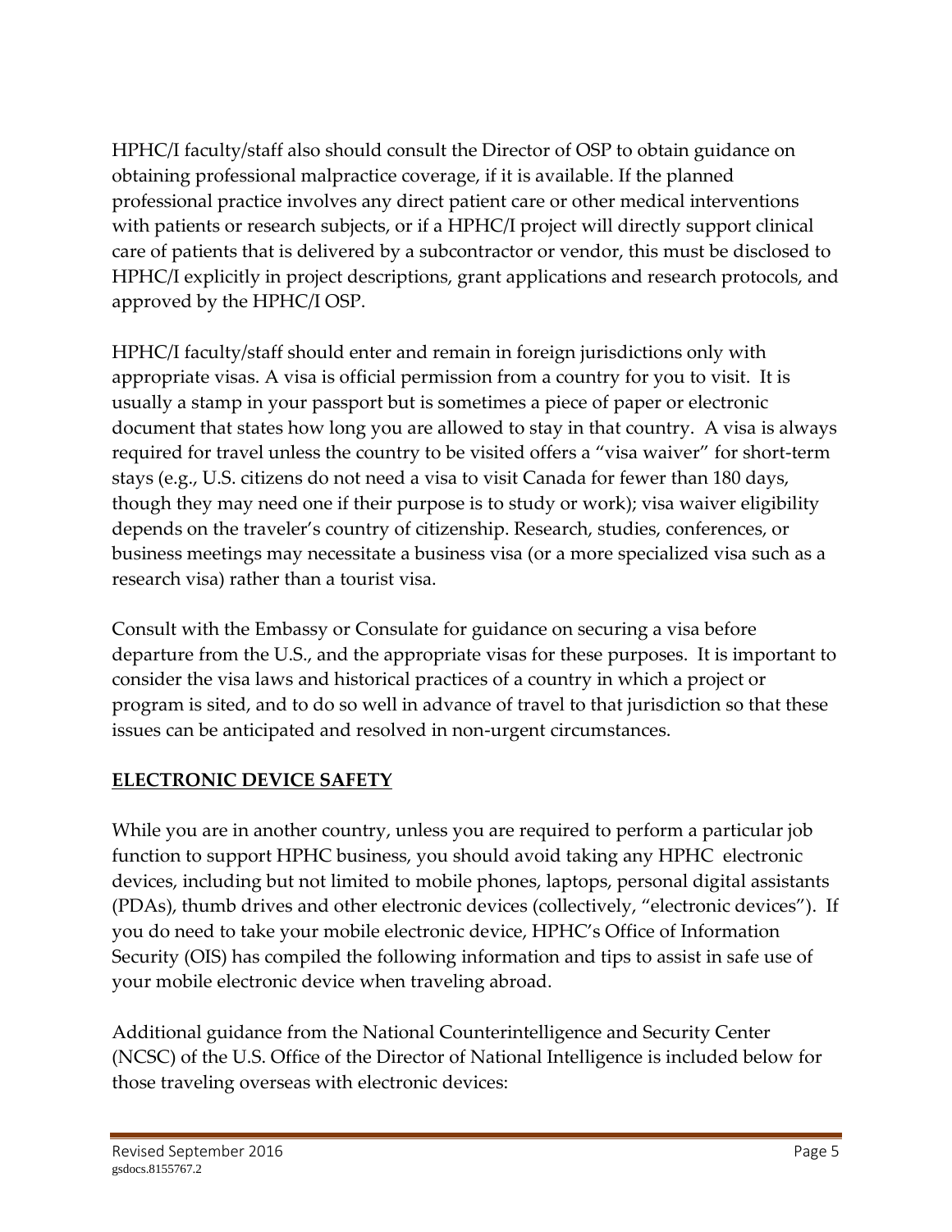HPHC/I faculty/staff also should consult the Director of OSP to obtain guidance on obtaining professional malpractice coverage, if it is available. If the planned professional practice involves any direct patient care or other medical interventions with patients or research subjects, or if a HPHC/I project will directly support clinical care of patients that is delivered by a subcontractor or vendor, this must be disclosed to HPHC/I explicitly in project descriptions, grant applications and research protocols, and approved by the HPHC/I OSP.

HPHC/I faculty/staff should enter and remain in foreign jurisdictions only with appropriate visas. A visa is official permission from a country for you to visit. It is usually a stamp in your passport but is sometimes a piece of paper or electronic document that states how long you are allowed to stay in that country. A visa is always required for travel unless the country to be visited offers a "visa waiver" for short-term stays (e.g., U.S. citizens do not need a visa to visit Canada for fewer than 180 days, though they may need one if their purpose is to study or work); visa waiver eligibility depends on the traveler's country of citizenship. Research, studies, conferences, or business meetings may necessitate a business visa (or a more specialized visa such as a research visa) rather than a tourist visa.

Consult with the Embassy or Consulate for guidance on securing a visa before departure from the U.S., and the appropriate visas for these purposes. It is important to consider the visa laws and historical practices of a country in which a project or program is sited, and to do so well in advance of travel to that jurisdiction so that these issues can be anticipated and resolved in non-urgent circumstances.

## ELECTRONIC DEVICE SAFETY

While you are in another country, unless you are required to perform a particular job function to support HPHC business, you should avoid taking any HPHC electronic devices, including but not limited to mobile phones, laptops, personal digital assistants (PDAs), thumb drives and other electronic devices (collectively, "electronic devices"). If you do need to take your mobile electronic device, HPHC's Office of Information Security (OIS) has compiled the following information and tips to assist in safe use of your mobile electronic device when traveling abroad.

Additional guidance from the National Counterintelligence and Security Center (NCSC) of the U.S. Office of the Director of National Intelligence is included below for those traveling overseas with electronic devices: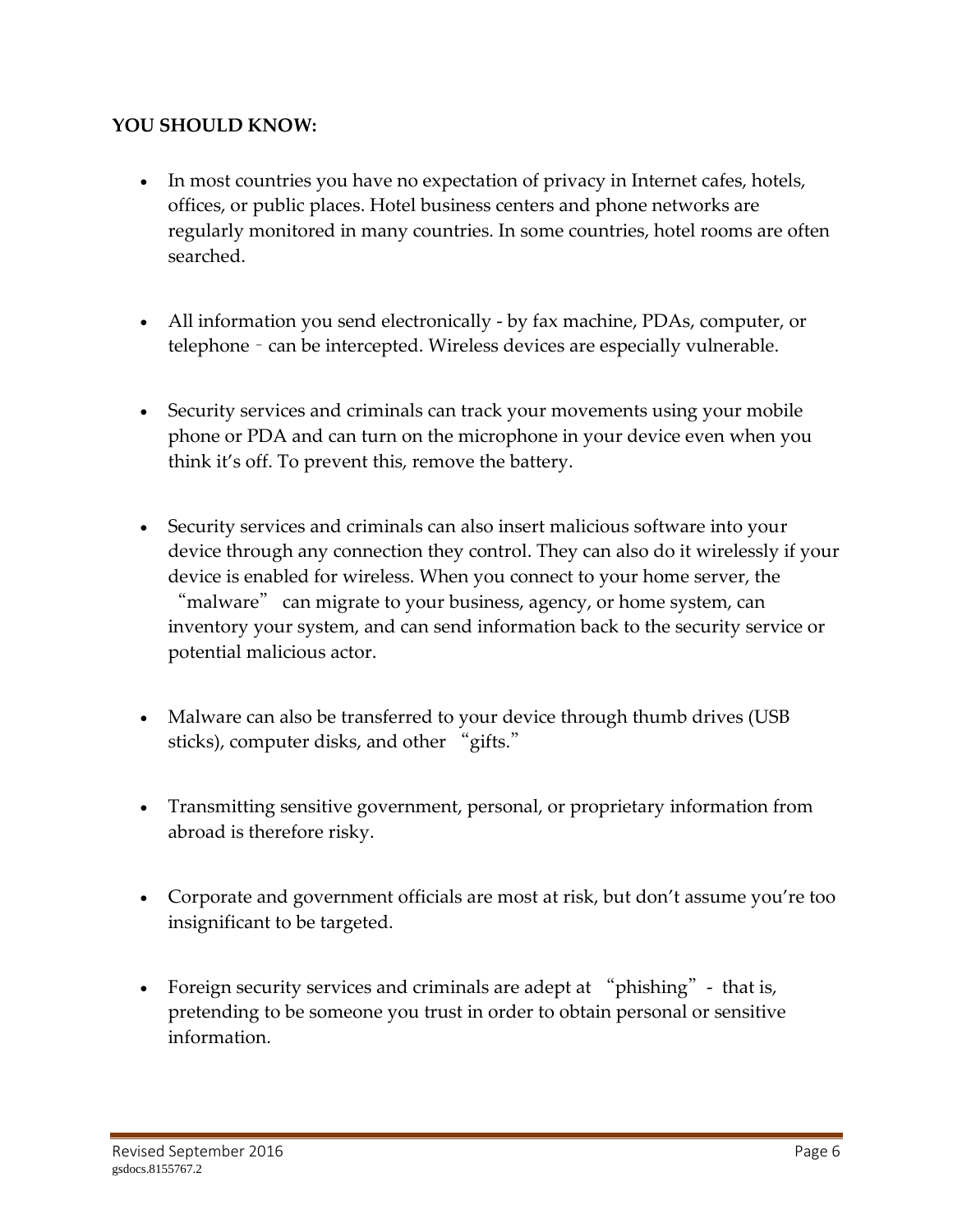**YOU SHOULD KNOW:**

- In most countries you have no expectation of privacy in Internet cafes, hotels, offices, or public places. Hotel business centers and phone networks are regularly monitored in many countries. In some countries, hotel rooms are often searched.

- All information you send electronically - by fax machine, PDAs, computer, or telephone – can be intercepted. Wireless devices are especially vulnerable.

- Security services and criminals can track your movements using your mobile phone or PDA and can turn on the microphone in your device even when you think it's off. To prevent this, remove the battery.

- Security services and criminals can also insert malicious software into your device through any connection they control. They can also do it wirelessly if your device is enabled for wireless. When you connect to your home server, the "malware" can migrate to your business, agency, or home system, can inventory your system, and can send information back to the security service or potential malicious actor.

- Malware can also be transferred to your device through thumb drives (USB sticks), computer disks, and other "gifts."

- Transmitting sensitive government, personal, or proprietary information from abroad is therefore risky.

- Corporate and government officials are most at risk, but don't assume you're too insignificant to be targeted.

- Foreign security services and criminals are adept at "phishing" - that is, pretending to be someone you trust in order to obtain personal or sensitive information.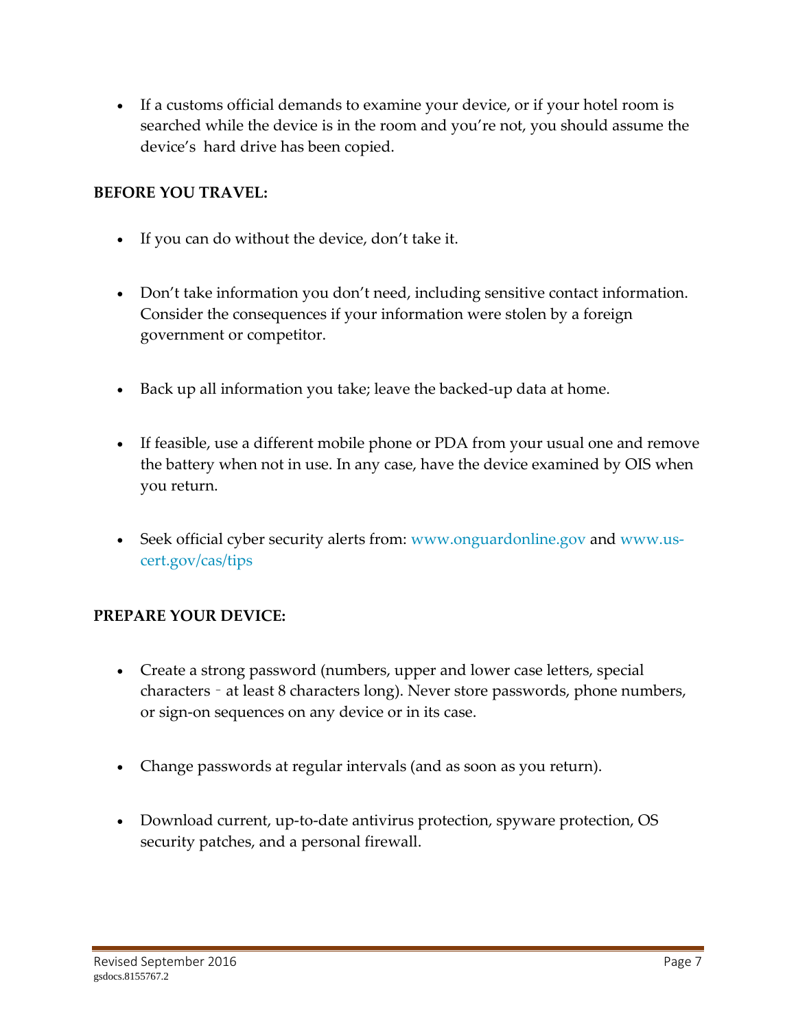- If a customs official demands to examine your device, or if your hotel room is searched while the device is in the room and you're not, you should assume the device's hard drive has been copied.

**BEFORE YOU TRAVEL:**

- If you can do without the device, don't take it.

- Don't take information you don't need, including sensitive contact information. Consider the consequences if your information were stolen by a foreign government or competitor.

- Back up all information you take; leave the backed-up data at home.

- If feasible, use a different mobile phone or PDA from your usual one and remove the battery when not in use. In any case, have the device examined by OIS when you return.

- Seek official cyber security alerts from: www.onguardonline.gov and www.us-cert.gov/cas/tips

**PREPARE YOUR DEVICE:**

- Create a strong password (numbers, upper and lower case letters, special characters ‒ at least 8 characters long). Never store passwords, phone numbers, or sign-on sequences on any device or in its case.

- Change passwords at regular intervals (and as soon as you return).

- Download current, up-to-date antivirus protection, spyware protection, OS security patches, and a personal firewall.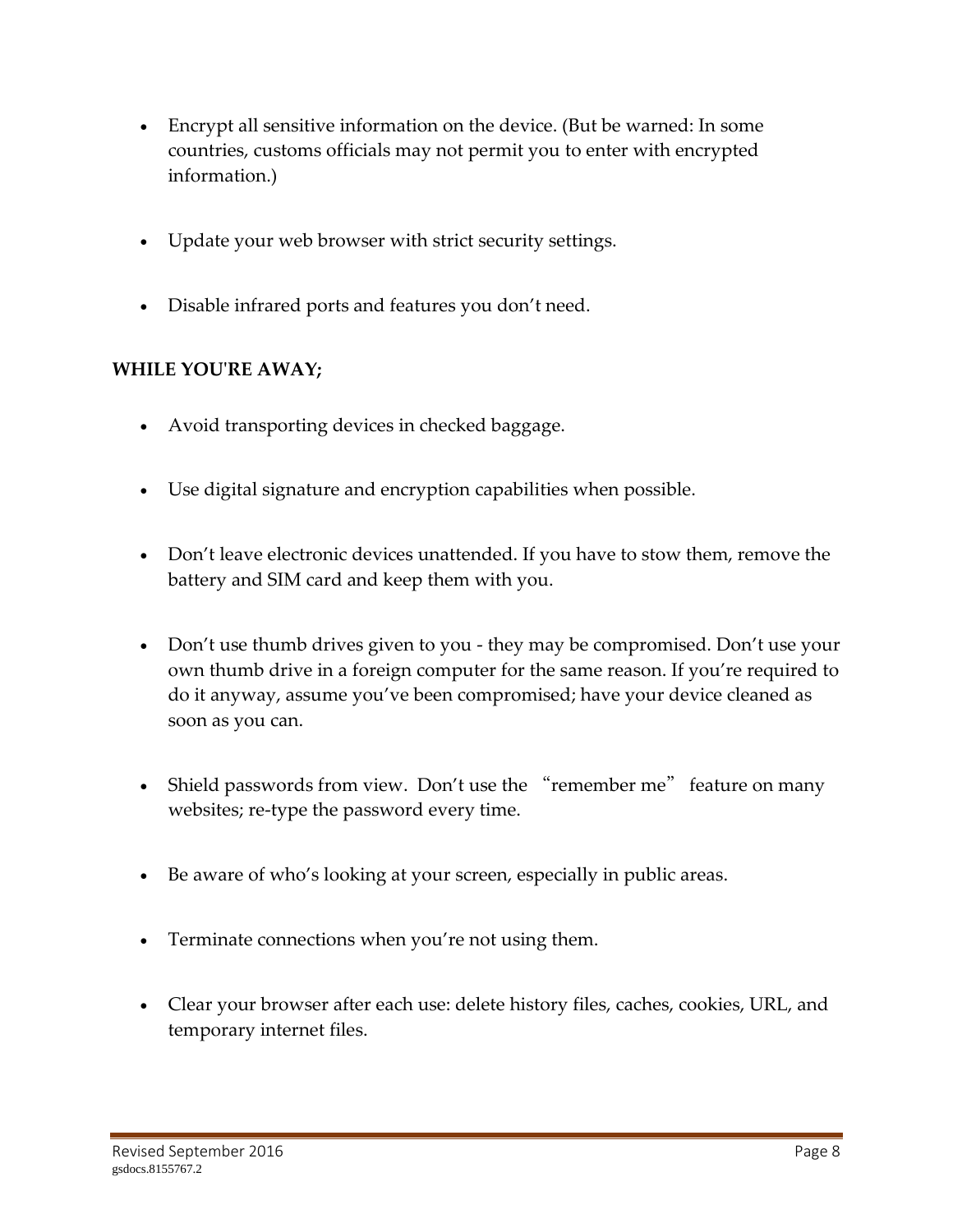- Encrypt all sensitive information on the device. (But be warned: In some countries, customs officials may not permit you to enter with encrypted information.)

- Update your web browser with strict security settings.

- Disable infrared ports and features you don't need.

**WHILE YOU'RE AWAY;**

- Avoid transporting devices in checked baggage.

- Use digital signature and encryption capabilities when possible.

- Don't leave electronic devices unattended. If you have to stow them, remove the battery and SIM card and keep them with you.

- Don't use thumb drives given to you - they may be compromised. Don't use your own thumb drive in a foreign computer for the same reason. If you're required to do it anyway, assume you've been compromised; have your device cleaned as soon as you can.

- Shield passwords from view. Don't use the "remember me" feature on many websites; re-type the password every time.

- Be aware of who's looking at your screen, especially in public areas.

- Terminate connections when you're not using them.

- Clear your browser after each use: delete history files, caches, cookies, URL, and temporary internet files.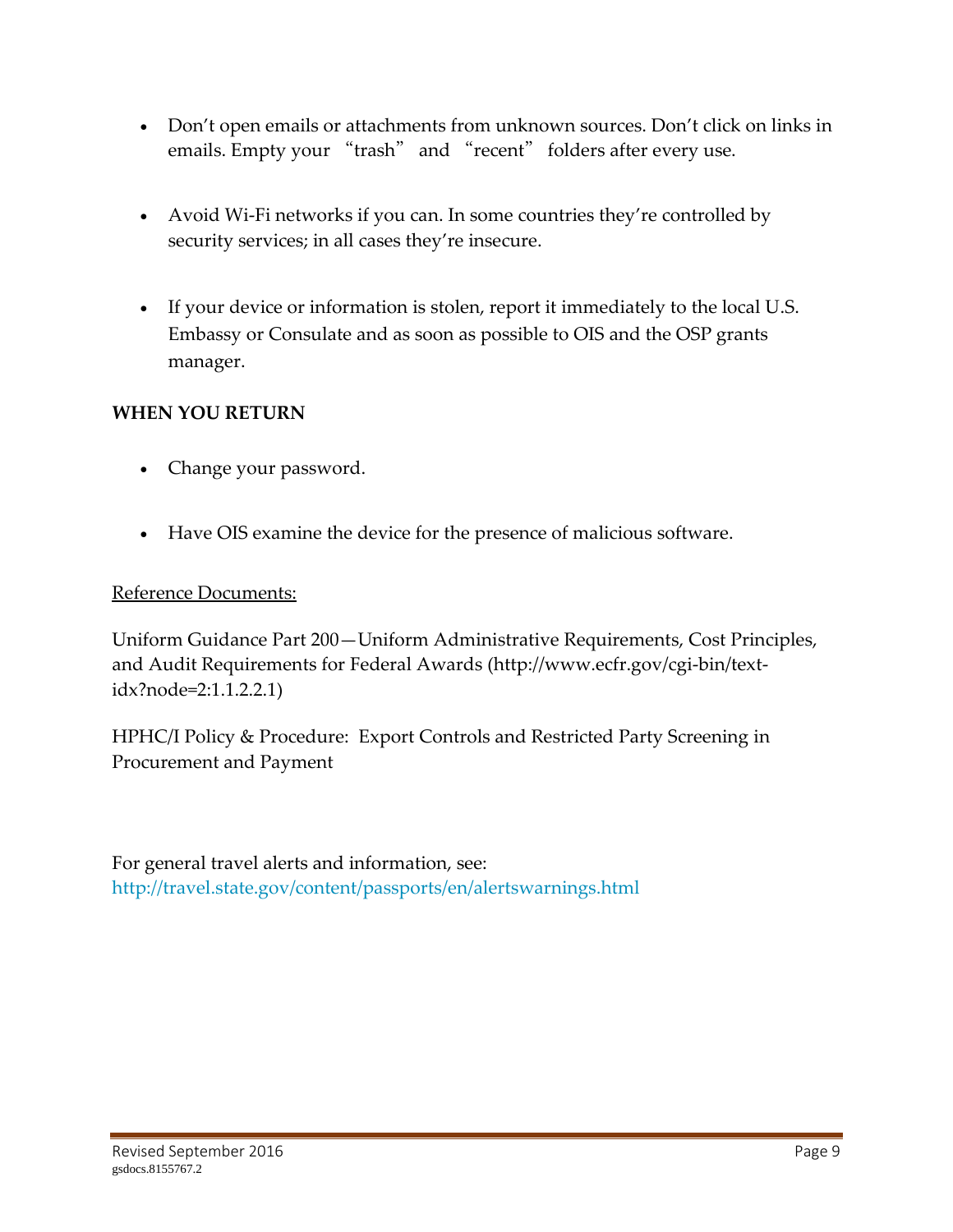- Don't open emails or attachments from unknown sources. Don't click on links in emails. Empty your "trash" and "recent" folders after every use.

- Avoid Wi-Fi networks if you can. In some countries they're controlled by security services; in all cases they're insecure.

- If your device or information is stolen, report it immediately to the local U.S. Embassy or Consulate and as soon as possible to OIS and the OSP grants manager.

**WHEN YOU RETURN**

- Change your password.

- Have OIS examine the device for the presence of malicious software.

<u>Reference Documents:</u>

Uniform Guidance Part 200—Uniform Administrative Requirements, Cost Principles, and Audit Requirements for Federal Awards (http://www.ecfr.gov/cgi-bin/text-idx?node=2:1.1.2.2.1)

HPHC/I Policy & Procedure: Export Controls and Restricted Party Screening in Procurement and Payment

For general travel alerts and information, see:
http://travel.state.gov/content/passports/en/alertswarnings.html

Revised September 2016
gsdocs.8155767.2